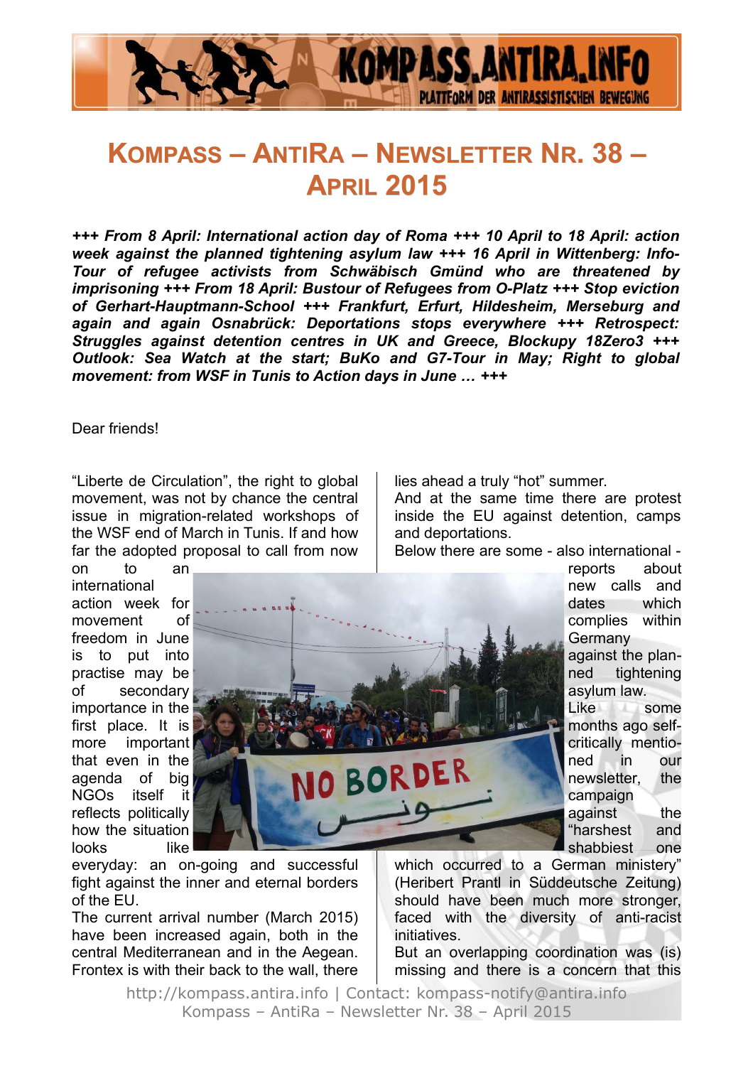# Kompass – AntiRa – Newsletter Nr. 38 – April 2015

***+++ From 8 April: International action day of Roma +++ 10 April to 18 April: action week against the planned tightening asylum law +++ 16 April in Wittenberg: Info-Tour of refugee activists from Schwäbisch Gmünd who are threatened by imprisoning +++ From 18 April: Bustour of Refugees from O-Platz +++ Stop eviction of Gerhart-Hauptmann-School +++ Frankfurt, Erfurt, Hildesheim, Merseburg and again and again Osnabrück: Deportations stops everywhere +++ Retrospect: Struggles against detention centres in UK and Greece, Blockupy 18Zero3 +++ Outlook: Sea Watch at the start; BuKo and G7-Tour in May; Right to global movement: from WSF in Tunis to Action days in June … +++***

Dear friends!

"Liberte de Circulation", the right to global movement, was not by chance the central issue in migration-related workshops of the WSF end of March in Tunis. If and how far the adopted proposal to call from now on to an international action week for movement of freedom in June is to put into practise may be of secondary importance in the first place. It is more important that even in the agenda of big NGOs itself it reflects politically how the situation looks like everyday: an on-going and successful fight against the inner and eternal borders of the EU.

The current arrival number (March 2015) have been increased again, both in the central Mediterranean and in the Aegean. Frontex is with their back to the wall, there lies ahead a truly "hot" summer.

And at the same time there are protest inside the EU against detention, camps and deportations.

Below there are some - also international - reports about new calls and dates which complies within Germany against the planned tightening asylum law.

Like some months ago self-critically mentioned in our newsletter, the campaign against the "harshest and shabbiest one which occurred to a German ministery" (Heribert Prantl in Süddeutsche Zeitung) should have been much more stronger, faced with the diversity of anti-racist initiatives.

But an overlapping coordination was (is) missing and there is a concern that this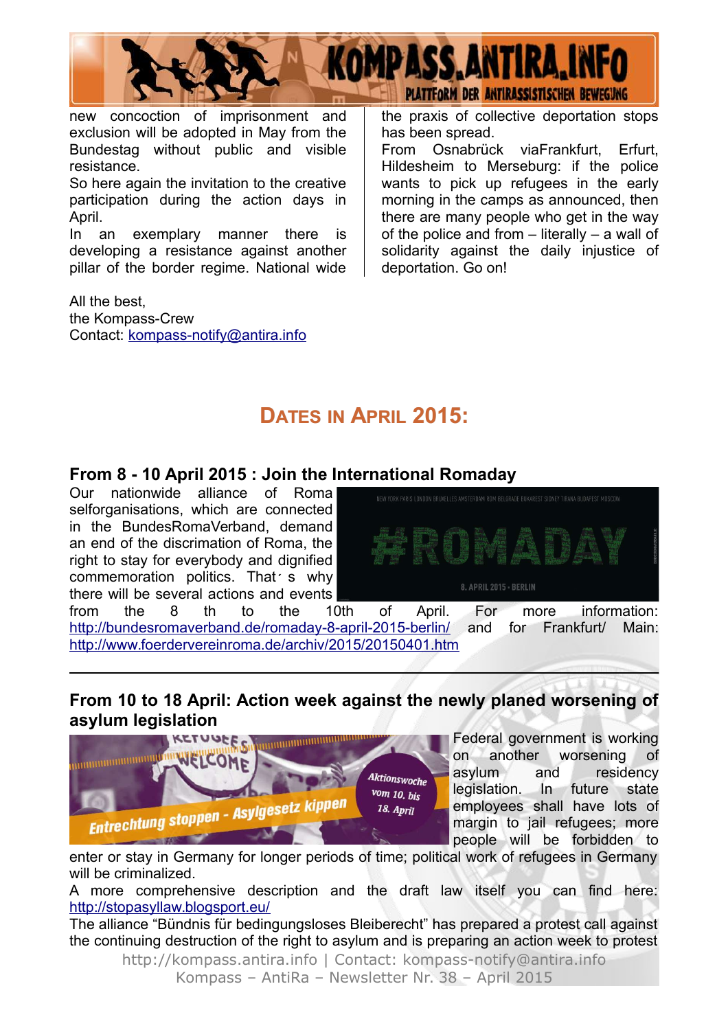new concoction of imprisonment and exclusion will be adopted in May from the Bundestag without public and visible resistance.

So here again the invitation to the creative participation during the action days in April.

In an exemplary manner there is developing a resistance against another pillar of the border regime. National wide the praxis of collective deportation stops has been spread.

From Osnabrück viaFrankfurt, Erfurt, Hildesheim to Merseburg: if the police wants to pick up refugees in the early morning in the camps as announced, then there are many people who get in the way of the police and from – literally – a wall of solidarity against the daily injustice of deportation. Go on!

All the best,
the Kompass-Crew
Contact: kompass-notify@antira.info

## Dates in April 2015:

### From 8 - 10 April 2015 : Join the International Romaday

Our nationwide alliance of Roma selforganisations, which are connected in the BundesRomaVerband, demand an end of the discrimation of Roma, the right to stay for everybody and dignified commemoration politics. That´s why there will be several actions and events from the 8 th to the 10th of April. For more information: http://bundesromaverband.de/romaday-8-april-2015-berlin/ and for Frankfurt/ Main: http://www.foerdervereinroma.de/archiv/2015/20150401.htm

---

### From 10 to 18 April: Action week against the newly planed worsening of asylum legislation

Federal government is working on another worsening of asylum and residency legislation. In future state employees shall have lots of margin to jail refugees; more people will be forbidden to enter or stay in Germany for longer periods of time; political work of refugees in Germany will be criminalized.

A more comprehensive description and the draft law itself you can find here: http://stopasyllaw.blogsport.eu/

The alliance “Bündnis für bedingungsloses Bleiberecht” has prepared a protest call against the continuing destruction of the right to asylum and is preparing an action week to protest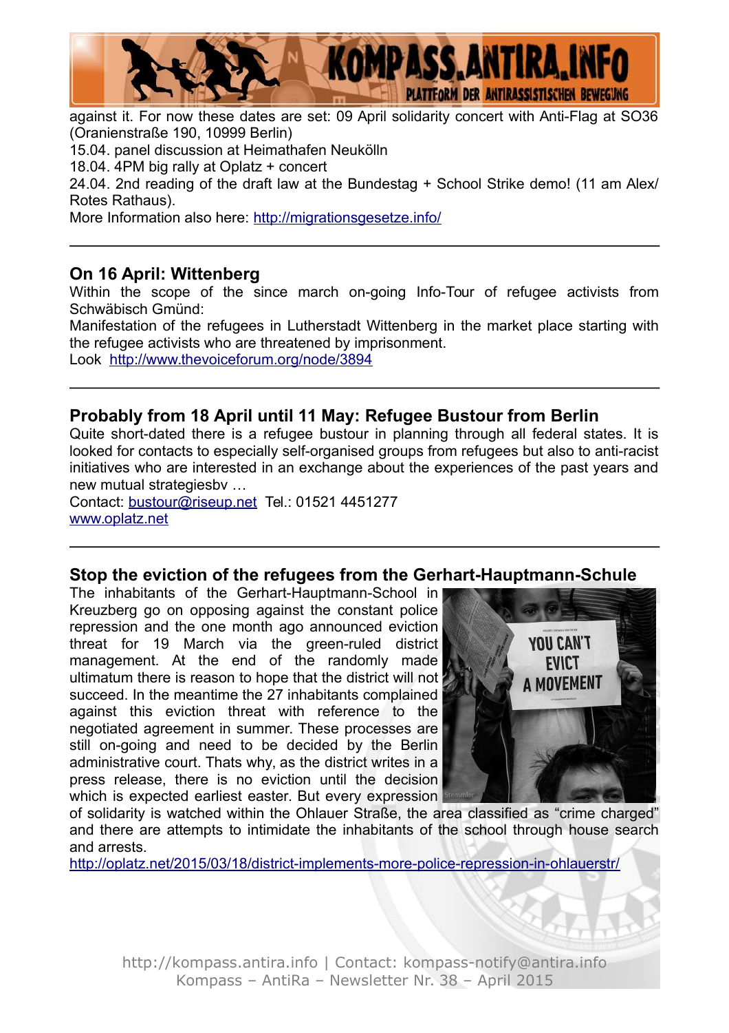against it. For now these dates are set: 09 April solidarity concert with Anti-Flag at SO36 (Oranienstraße 190, 10999 Berlin)
15.04. panel discussion at Heimathafen Neukölln
18.04. 4PM big rally at Oplatz + concert
24.04. 2nd reading of the draft law at the Bundestag + School Strike demo! (11 am Alex/ Rotes Rathaus).
More Information also here: http://migrationsgesetze.info/

---

## On 16 April: Wittenberg

Within the scope of the since march on-going Info-Tour of refugee activists from Schwäbisch Gmünd:
Manifestation of the refugees in Lutherstadt Wittenberg in the market place starting with the refugee activists who are threatened by imprisonment.
Look  http://www.thevoiceforum.org/node/3894

---

## Probably from 18 April until 11 May: Refugee Bustour from Berlin

Quite short-dated there is a refugee bustour in planning through all federal states. It is looked for contacts to especially self-organised groups from refugees but also to anti-racist initiatives who are interested in an exchange about the experiences of the past years and new mutual strategiesbv …
Contact: bustour@riseup.net  Tel.: 01521 4451277
www.oplatz.net

---

## Stop the eviction of the refugees from the Gerhart-Hauptmann-Schule

The inhabitants of the Gerhart-Hauptmann-School in Kreuzberg go on opposing against the constant police repression and the one month ago announced eviction threat for 19 March via the green-ruled district management. At the end of the randomly made ultimatum there is reason to hope that the district will not succeed. In the meantime the 27 inhabitants complained against this eviction threat with reference to the negotiated agreement in summer. These processes are still on-going and need to be decided by the Berlin administrative court. Thats why, as the district writes in a press release, there is no eviction until the decision which is expected earliest easter. But every expression of solidarity is watched within the Ohlauer Straße, the area classified as "crime charged" and there are attempts to intimidate the inhabitants of the school through house search and arrests.
http://oplatz.net/2015/03/18/district-implements-more-police-repression-in-ohlauerstr/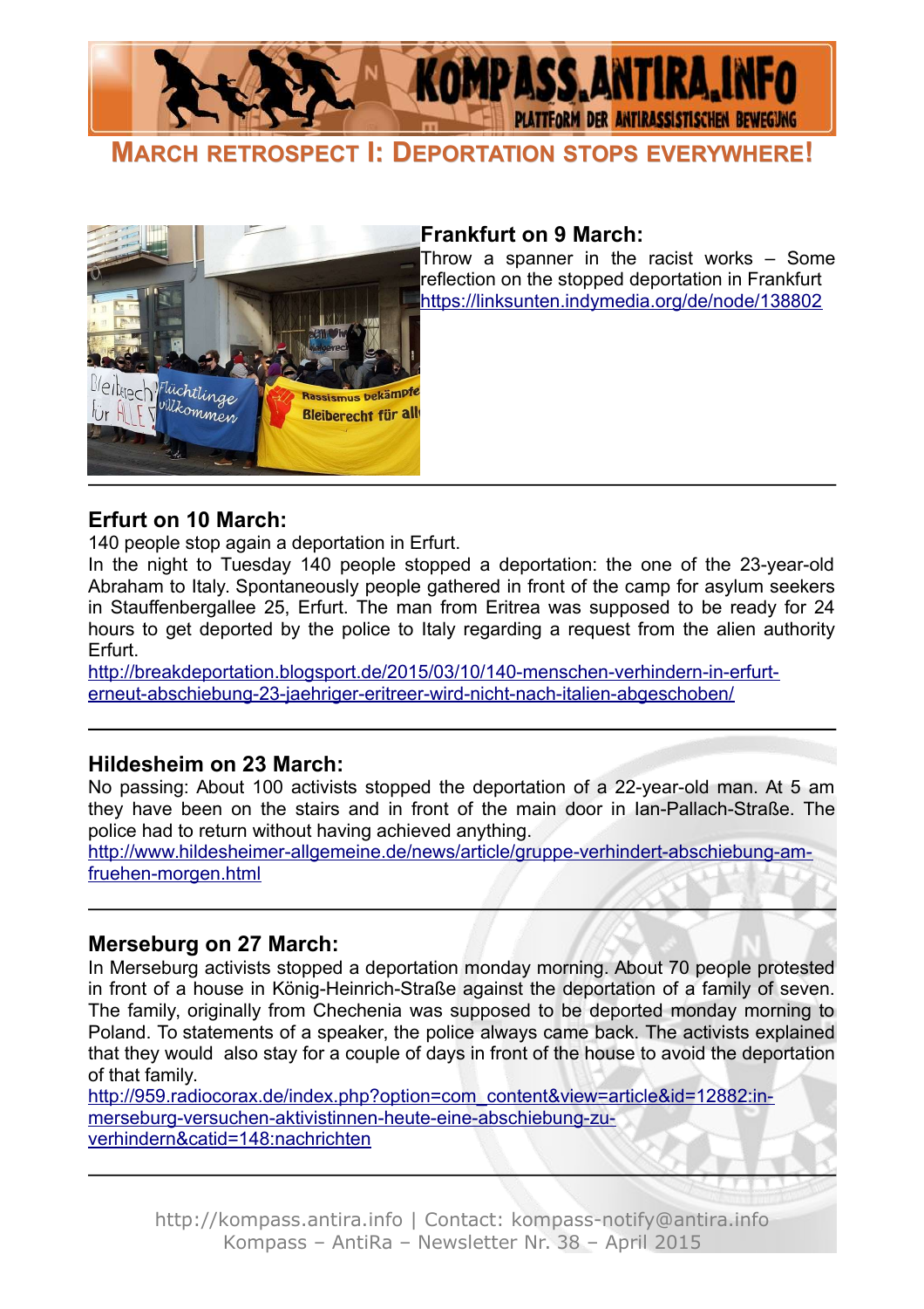## March retrospect I: Deportation stops everywhere!

### Frankfurt on 9 March:

Throw a spanner in the racist works – Some reflection on the stopped deportation in Frankfurt
https://linksunten.indymedia.org/de/node/138802

### Erfurt on 10 March:

140 people stop again a deportation in Erfurt.
In the night to Tuesday 140 people stopped a deportation: the one of the 23-year-old Abraham to Italy. Spontaneously people gathered in front of the camp for asylum seekers in Stauffenbergallee 25, Erfurt. The man from Eritrea was supposed to be ready for 24 hours to get deported by the police to Italy regarding a request from the alien authority Erfurt.
http://breakdeportation.blogsport.de/2015/03/10/140-menschen-verhindern-in-erfurt-erneut-abschiebung-23-jaehriger-eritreer-wird-nicht-nach-italien-abgeschoben/

### Hildesheim on 23 March:

No passing: About 100 activists stopped the deportation of a 22-year-old man. At 5 am they have been on the stairs and in front of the main door in Ian-Pallach-Straße. The police had to return without having achieved anything.
http://www.hildesheimer-allgemeine.de/news/article/gruppe-verhindert-abschiebung-am-fruehen-morgen.html

### Merseburg on 27 March:

In Merseburg activists stopped a deportation monday morning. About 70 people protested in front of a house in König-Heinrich-Straße against the deportation of a family of seven. The family, originally from Chechenia was supposed to be deported monday morning to Poland. To statements of a speaker, the police always came back. The activists explained that they would also stay for a couple of days in front of the house to avoid the deportation of that family.
http://959.radiocorax.de/index.php?option=com_content&view=article&id=12882:in-merseburg-versuchen-aktivistinnen-heute-eine-abschiebung-zu-verhindern&catid=148:nachrichten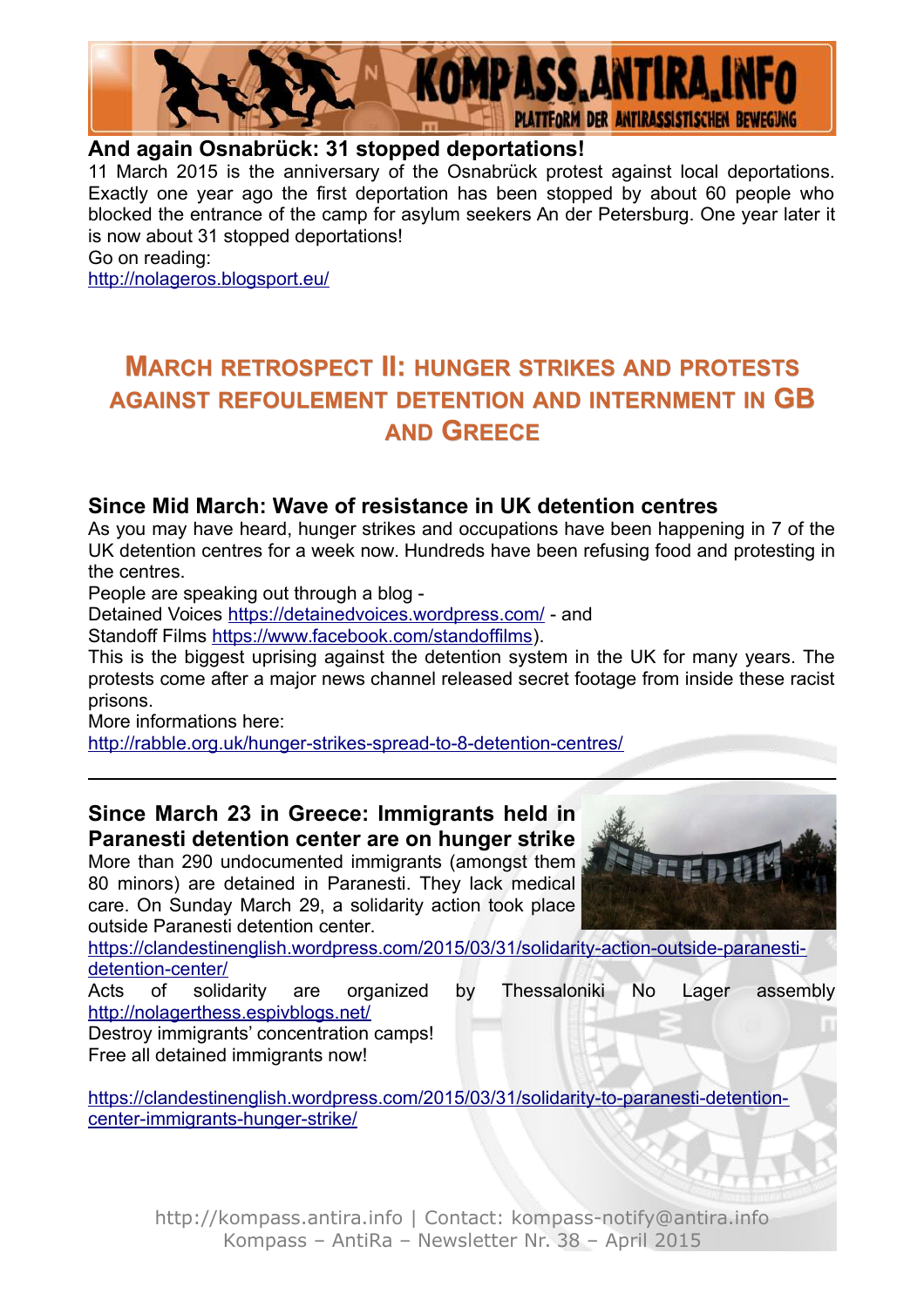### And again Osnabrück: 31 stopped deportations!

11 March 2015 is the anniversary of the Osnabrück protest against local deportations. Exactly one year ago the first deportation has been stopped by about 60 people who blocked the entrance of the camp for asylum seekers An der Petersburg. One year later it is now about 31 stopped deportations!

Go on reading:
http://nolageros.blogsport.eu/

## March Retrospect II: Hunger Strikes and Protests against Refoulement Detention and Internment in GB and Greece

### Since Mid March: Wave of resistance in UK detention centres

As you may have heard, hunger strikes and occupations have been happening in 7 of the UK detention centres for a week now. Hundreds have been refusing food and protesting in the centres.

People are speaking out through a blog -
Detained Voices https://detainedvoices.wordpress.com/ - and
Standoff Films https://www.facebook.com/standoffilms).

This is the biggest uprising against the detention system in the UK for many years. The protests come after a major news channel released secret footage from inside these racist prisons.

More informations here:
http://rabble.org.uk/hunger-strikes-spread-to-8-detention-centres/

---

### Since March 23 in Greece: Immigrants held in Paranesti detention center are on hunger strike

More than 290 undocumented immigrants (amongst them 80 minors) are detained in Paranesti. They lack medical care. On Sunday March 29, a solidarity action took place outside Paranesti detention center.

https://clandestinenglish.wordpress.com/2015/03/31/solidarity-action-outside-paranesti-detention-center/

Acts of solidarity are organized by Thessaloniki No Lager assembly http://nolagerthess.espivblogs.net/

Destroy immigrants' concentration camps!
Free all detained immigrants now!

https://clandestinenglish.wordpress.com/2015/03/31/solidarity-to-paranesti-detention-center-immigrants-hunger-strike/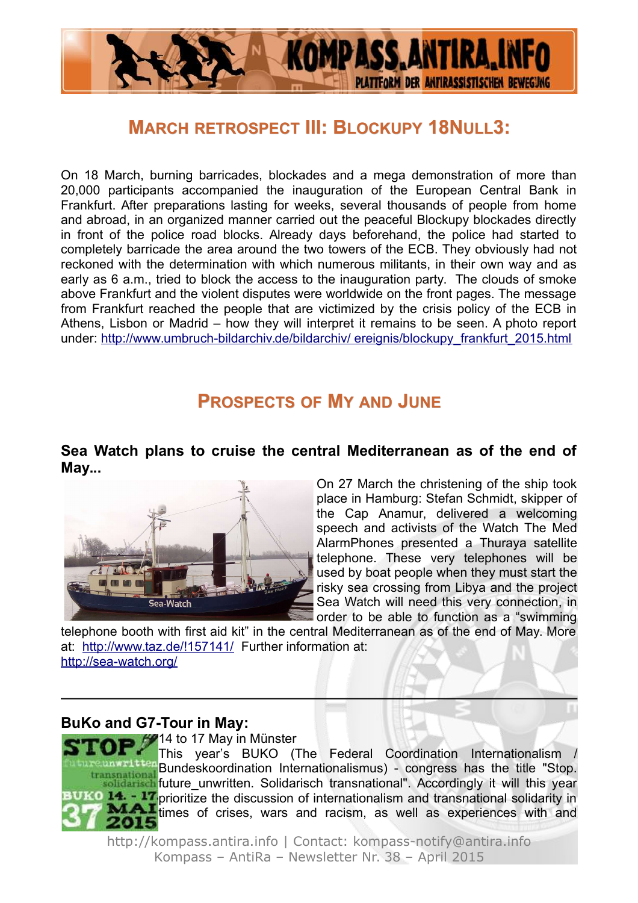## March retrospect III: Blockupy 18Null3:

On 18 March, burning barricades, blockades and a mega demonstration of more than 20,000 participants accompanied the inauguration of the European Central Bank in Frankfurt. After preparations lasting for weeks, several thousands of people from home and abroad, in an organized manner carried out the peaceful Blockupy blockades directly in front of the police road blocks. Already days beforehand, the police had started to completely barricade the area around the two towers of the ECB. They obviously had not reckoned with the determination with which numerous militants, in their own way and as early as 6 a.m., tried to block the access to the inauguration party. The clouds of smoke above Frankfurt and the violent disputes were worldwide on the front pages. The message from Frankfurt reached the people that are victimized by the crisis policy of the ECB in Athens, Lisbon or Madrid – how they will interpret it remains to be seen. A photo report under: http://www.umbruch-bildarchiv.de/bildarchiv/ ereignis/blockupy_frankfurt_2015.html

## Prospects of My and June

### Sea Watch plans to cruise the central Mediterranean as of the end of May...

On 27 March the christening of the ship took place in Hamburg: Stefan Schmidt, skipper of the Cap Anamur, delivered a welcoming speech and activists of the Watch The Med AlarmPhones presented a Thuraya satellite telephone. These very telephones will be used by boat people when they must start the risky sea crossing from Libya and the project Sea Watch will need this very connection, in order to be able to function as a "swimming telephone booth with first aid kit" in the central Mediterranean as of the end of May. More at: http://www.taz.de/!157141/ Further information at: http://sea-watch.org/

---

### BuKo and G7-Tour in May:

14 to 17 May in Münster

This year's BUKO (The Federal Coordination Internationalism / Bundeskoordination Internationalismus) - congress has the title "Stop. future_unwritten. Solidarisch transnational". Accordingly it will this year prioritize the discussion of internationalism and transnational solidarity in times of crises, wars and racism, as well as experiences with and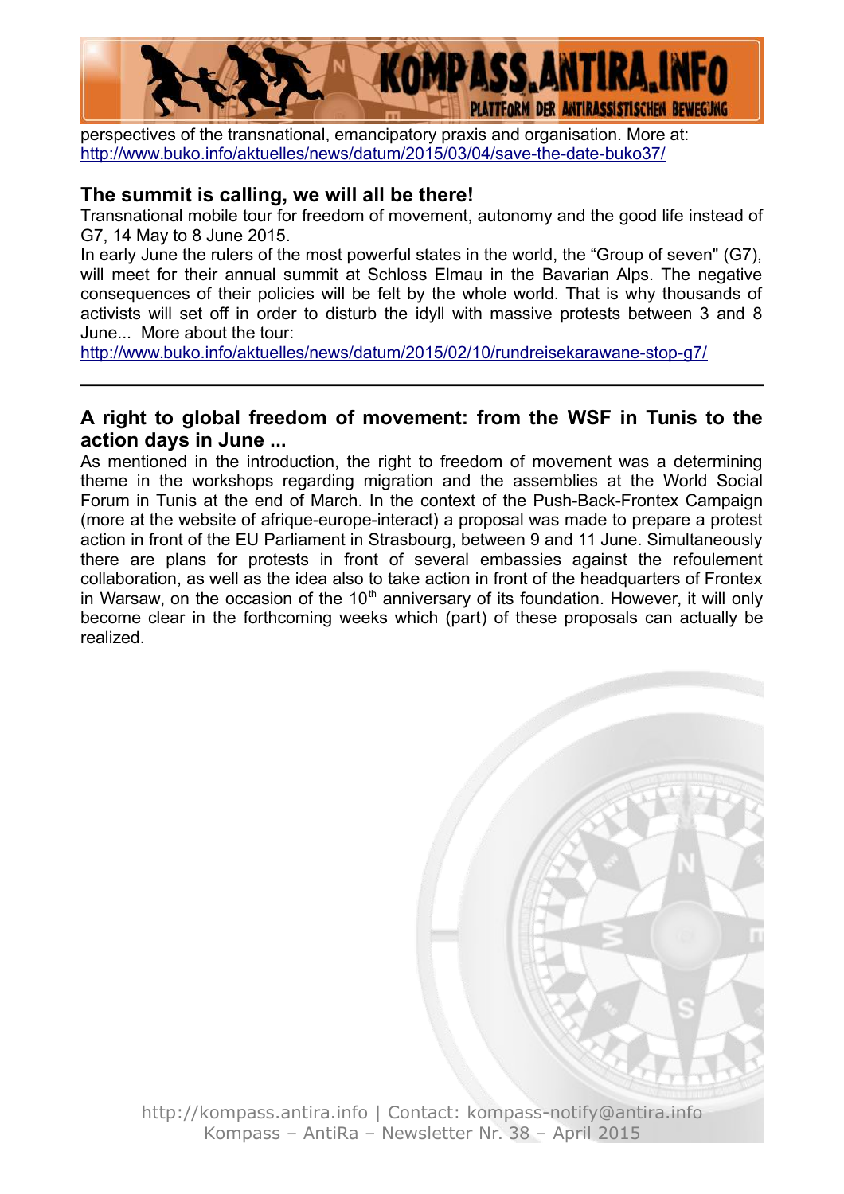perspectives of the transnational, emancipatory praxis and organisation. More at: http://www.buko.info/aktuelles/news/datum/2015/03/04/save-the-date-buko37/

## The summit is calling, we will all be there!

Transnational mobile tour for freedom of movement, autonomy and the good life instead of G7, 14 May to 8 June 2015.

In early June the rulers of the most powerful states in the world, the "Group of seven" (G7), will meet for their annual summit at Schloss Elmau in the Bavarian Alps. The negative consequences of their policies will be felt by the whole world. That is why thousands of activists will set off in order to disturb the idyll with massive protests between 3 and 8 June... More about the tour:

http://www.buko.info/aktuelles/news/datum/2015/02/10/rundreisekarawane-stop-g7/

---

## A right to global freedom of movement: from the WSF in Tunis to the action days in June ...

As mentioned in the introduction, the right to freedom of movement was a determining theme in the workshops regarding migration and the assemblies at the World Social Forum in Tunis at the end of March. In the context of the Push-Back-Frontex Campaign (more at the website of afrique-europe-interact) a proposal was made to prepare a protest action in front of the EU Parliament in Strasbourg, between 9 and 11 June. Simultaneously there are plans for protests in front of several embassies against the refoulement collaboration, as well as the idea also to take action in front of the headquarters of Frontex in Warsaw, on the occasion of the 10th anniversary of its foundation. However, it will only become clear in the forthcoming weeks which (part) of these proposals can actually be realized.